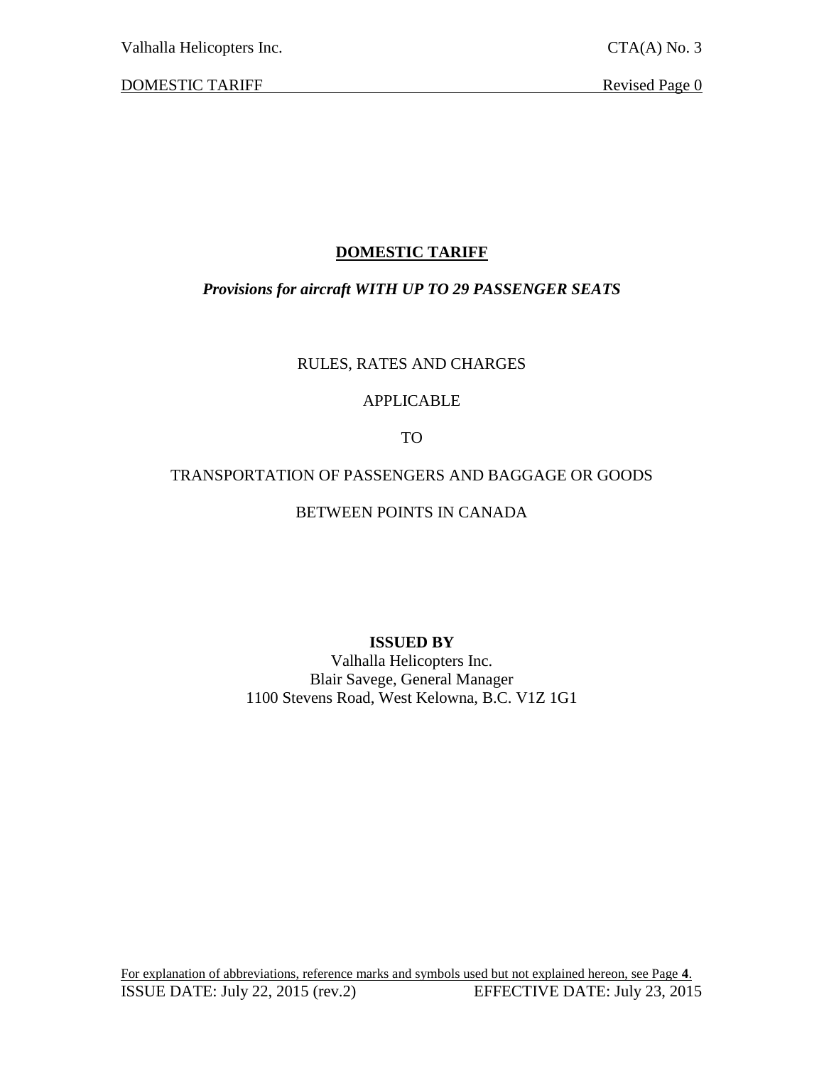# DOMESTIC TARIFF

***Provisions for aircraft WITH UP TO 29 PASSENGER SEATS***

RULES, RATES AND CHARGES

APPLICABLE

TO

TRANSPORTATION OF PASSENGERS AND BAGGAGE OR GOODS

BETWEEN POINTS IN CANADA

**ISSUED BY**

Valhalla Helicopters Inc.
Blair Savege, General Manager
1100 Stevens Road, West Kelowna, B.C. V1Z 1G1

For explanation of abbreviations, reference marks and symbols used but not explained hereon, see Page **4**.

ISSUE DATE: July 22, 2015 (rev.2) EFFECTIVE DATE: July 23, 2015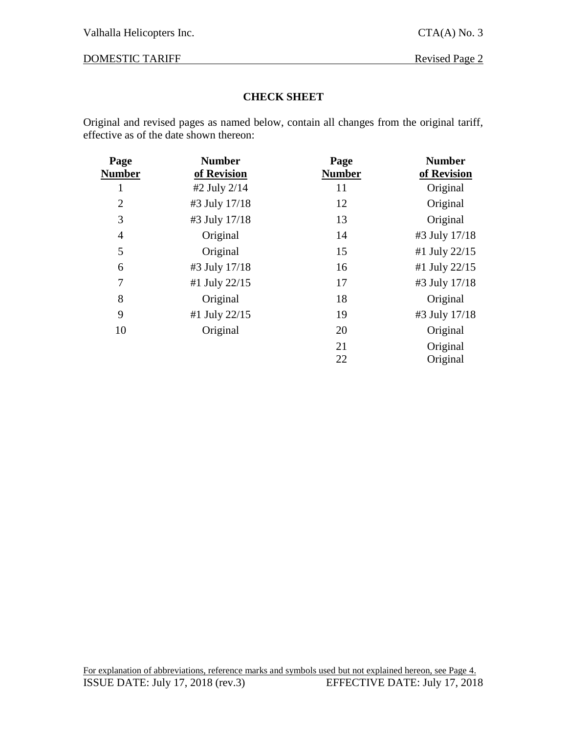## CHECK SHEET

Original and revised pages as named below, contain all changes from the original tariff, effective as of the date shown thereon:

| Page Number | Number of Revision | Page Number | Number of Revision |
|---|---|---|---|
| 1 | #2 July 2/14 | 11 | Original |
| 2 | #3 July 17/18 | 12 | Original |
| 3 | #3 July 17/18 | 13 | Original |
| 4 | Original | 14 | #3 July 17/18 |
| 5 | Original | 15 | #1 July 22/15 |
| 6 | #3 July 17/18 | 16 | #1 July 22/15 |
| 7 | #1 July 22/15 | 17 | #3 July 17/18 |
| 8 | Original | 18 | Original |
| 9 | #1 July 22/15 | 19 | #3 July 17/18 |
| 10 | Original | 20 | Original |
| | | 21 | Original |
| | | 22 | Original |

For explanation of abbreviations, reference marks and symbols used but not explained hereon, see Page 4.

ISSUE DATE: July 17, 2018 (rev.3) EFFECTIVE DATE: July 17, 2018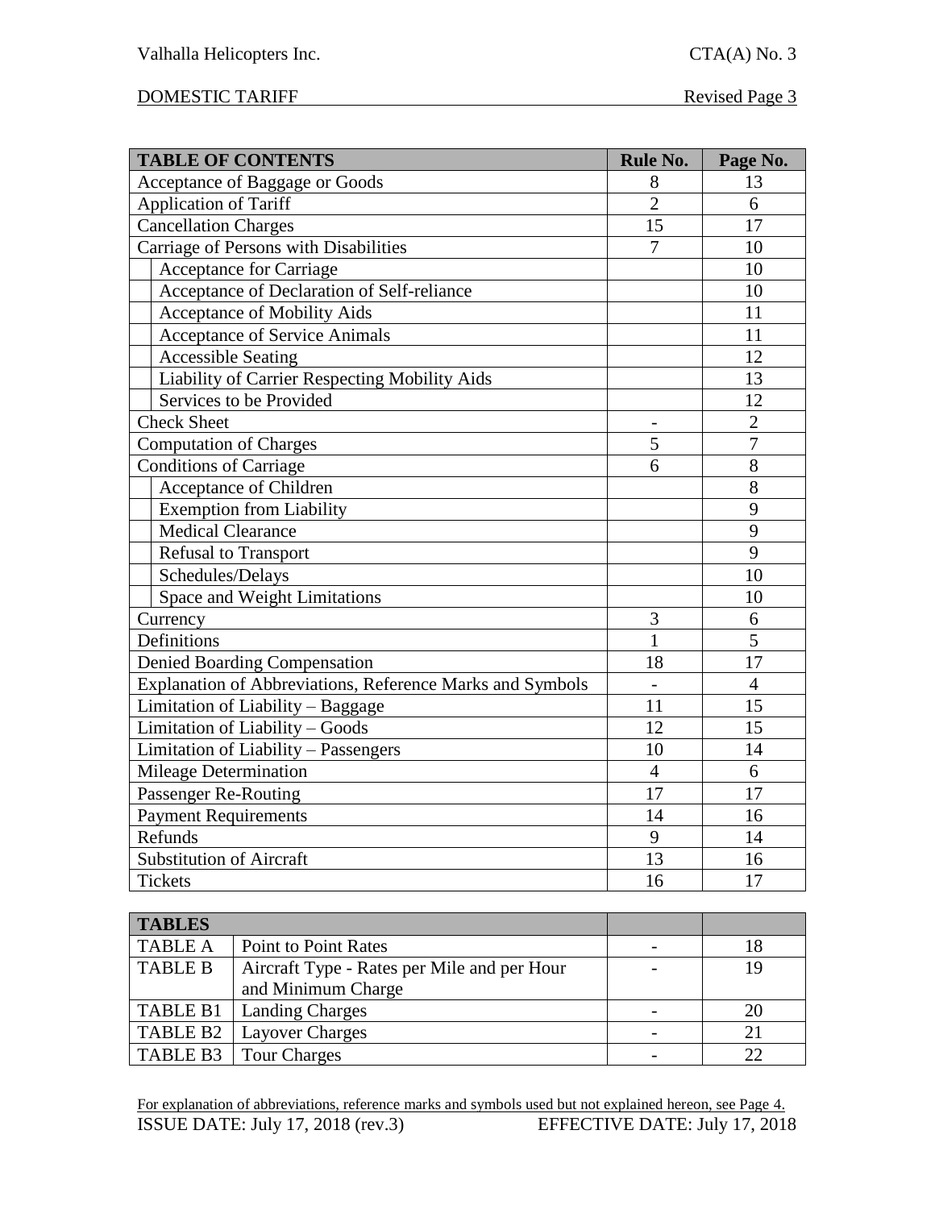| TABLE OF CONTENTS | Rule No. | Page No. |
|---|---|---|
| Acceptance of Baggage or Goods | 8 | 13 |
| Application of Tariff | 2 | 6 |
| Cancellation Charges | 15 | 17 |
| Carriage of Persons with Disabilities | 7 | 10 |
| Acceptance for Carriage | | 10 |
| Acceptance of Declaration of Self-reliance | | 10 |
| Acceptance of Mobility Aids | | 11 |
| Acceptance of Service Animals | | 11 |
| Accessible Seating | | 12 |
| Liability of Carrier Respecting Mobility Aids | | 13 |
| Services to be Provided | | 12 |
| Check Sheet | - | 2 |
| Computation of Charges | 5 | 7 |
| Conditions of Carriage | 6 | 8 |
| Acceptance of Children | | 8 |
| Exemption from Liability | | 9 |
| Medical Clearance | | 9 |
| Refusal to Transport | | 9 |
| Schedules/Delays | | 10 |
| Space and Weight Limitations | | 10 |
| Currency | 3 | 6 |
| Definitions | 1 | 5 |
| Denied Boarding Compensation | 18 | 17 |
| Explanation of Abbreviations, Reference Marks and Symbols | - | 4 |
| Limitation of Liability – Baggage | 11 | 15 |
| Limitation of Liability – Goods | 12 | 15 |
| Limitation of Liability – Passengers | 10 | 14 |
| Mileage Determination | 4 | 6 |
| Passenger Re-Routing | 17 | 17 |
| Payment Requirements | 14 | 16 |
| Refunds | 9 | 14 |
| Substitution of Aircraft | 13 | 16 |
| Tickets | 16 | 17 |

| TABLES | | | |
|---|---|---|---|
| TABLE A | Point to Point Rates | - | 18 |
| TABLE B | Aircraft Type - Rates per Mile and per Hour and Minimum Charge | - | 19 |
| TABLE B1 | Landing Charges | - | 20 |
| TABLE B2 | Layover Charges | - | 21 |
| TABLE B3 | Tour Charges | - | 22 |

For explanation of abbreviations, reference marks and symbols used but not explained hereon, see Page 4.

ISSUE DATE: July 17, 2018 (rev.3) EFFECTIVE DATE: July 17, 2018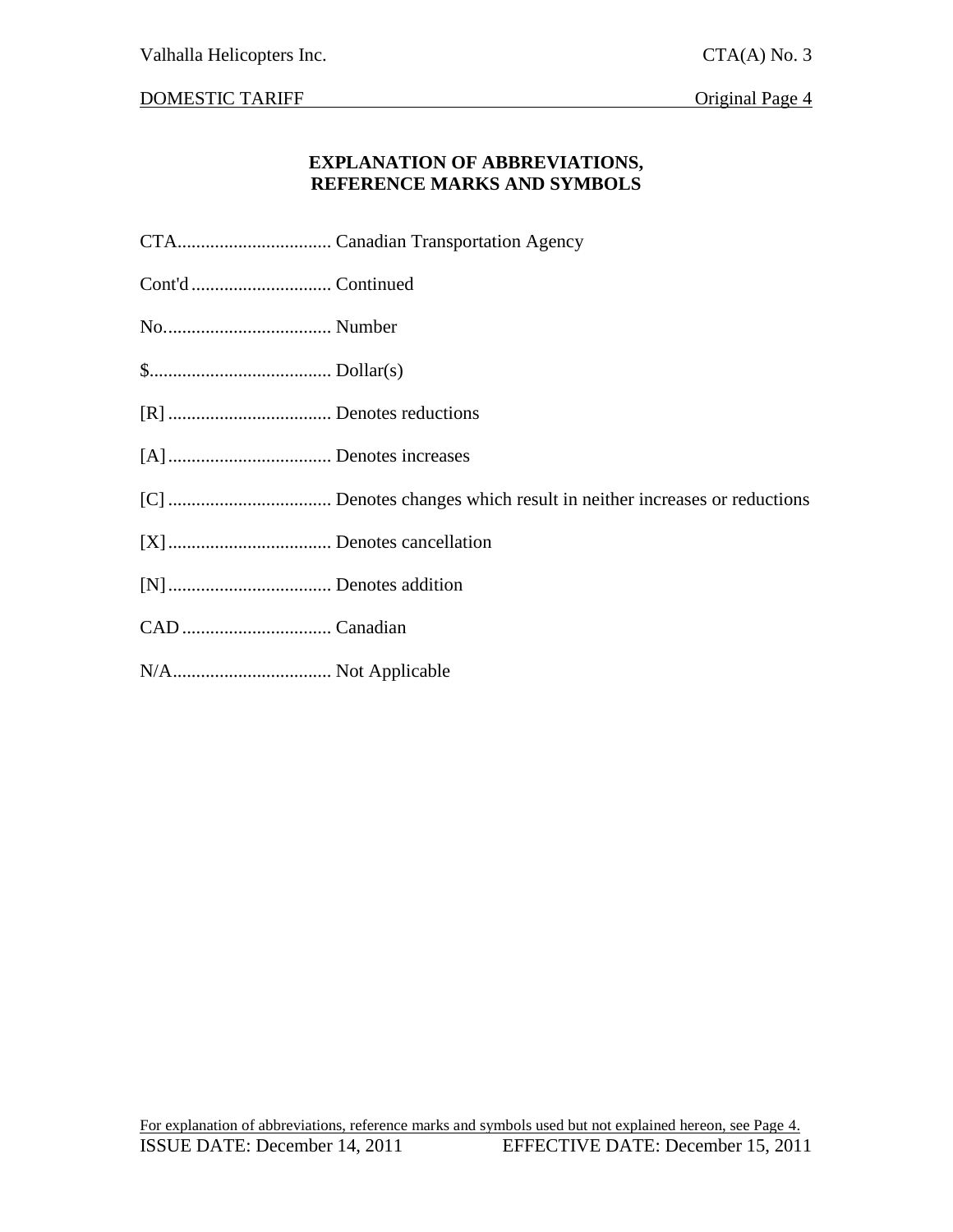## EXPLANATION OF ABBREVIATIONS, REFERENCE MARKS AND SYMBOLS

CTA.................................. Canadian Transportation Agency

Cont'd .............................. Continued

No..................................... Number

$........................................ Dollar(s)

[R] .................................... Denotes reductions

[A] .................................... Denotes increases

[C] .................................... Denotes changes which result in neither increases or reductions

[X] .................................... Denotes cancellation

[N] .................................... Denotes addition

CAD ................................. Canadian

N/A................................... Not Applicable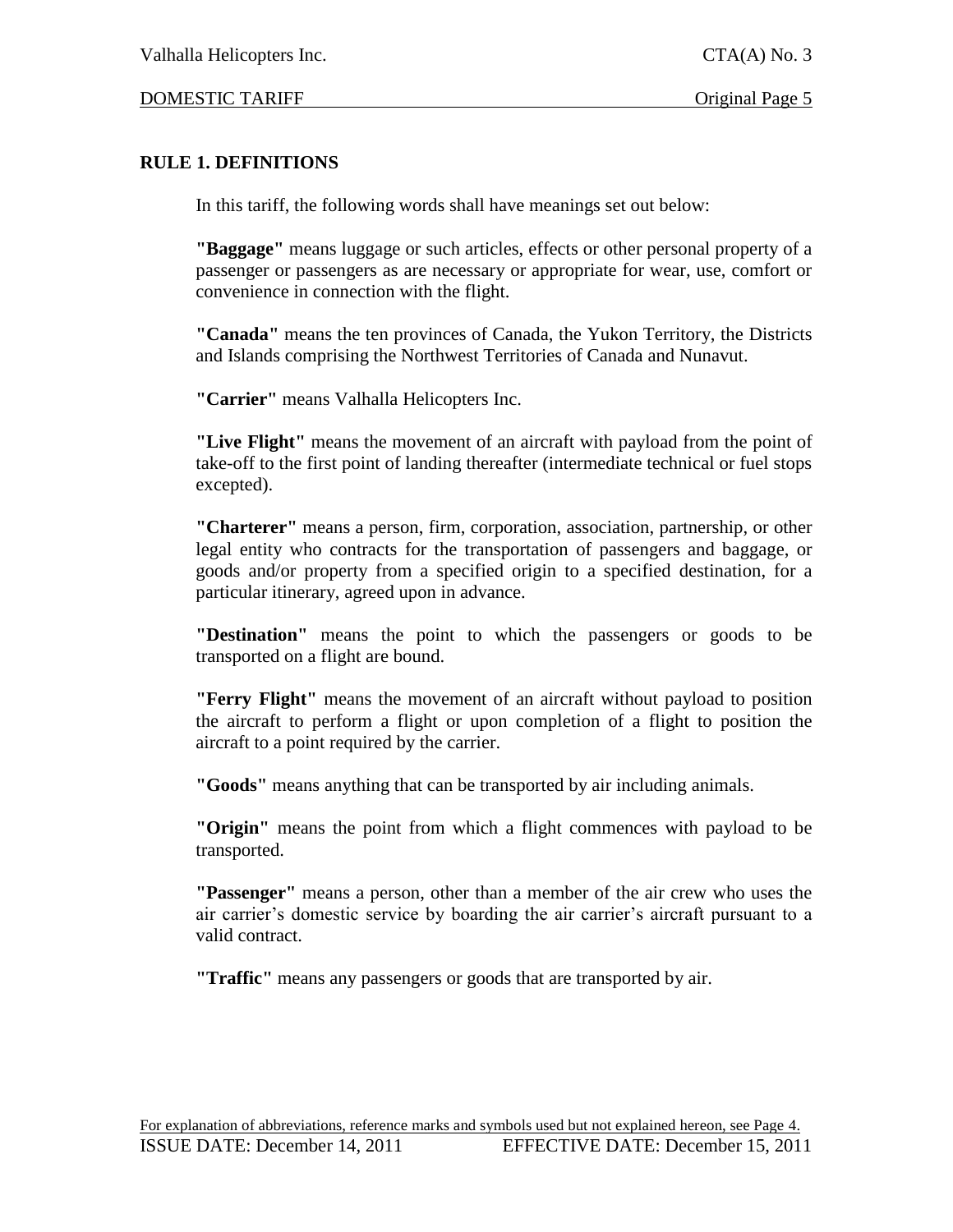## RULE 1. DEFINITIONS

In this tariff, the following words shall have meanings set out below:

**"Baggage"** means luggage or such articles, effects or other personal property of a passenger or passengers as are necessary or appropriate for wear, use, comfort or convenience in connection with the flight.

**"Canada"** means the ten provinces of Canada, the Yukon Territory, the Districts and Islands comprising the Northwest Territories of Canada and Nunavut.

**"Carrier"** means Valhalla Helicopters Inc.

**"Live Flight"** means the movement of an aircraft with payload from the point of take-off to the first point of landing thereafter (intermediate technical or fuel stops excepted).

**"Charterer"** means a person, firm, corporation, association, partnership, or other legal entity who contracts for the transportation of passengers and baggage, or goods and/or property from a specified origin to a specified destination, for a particular itinerary, agreed upon in advance.

**"Destination"** means the point to which the passengers or goods to be transported on a flight are bound.

**"Ferry Flight"** means the movement of an aircraft without payload to position the aircraft to perform a flight or upon completion of a flight to position the aircraft to a point required by the carrier.

**"Goods"** means anything that can be transported by air including animals.

**"Origin"** means the point from which a flight commences with payload to be transported.

**"Passenger"** means a person, other than a member of the air crew who uses the air carrier's domestic service by boarding the air carrier's aircraft pursuant to a valid contract.

**"Traffic"** means any passengers or goods that are transported by air.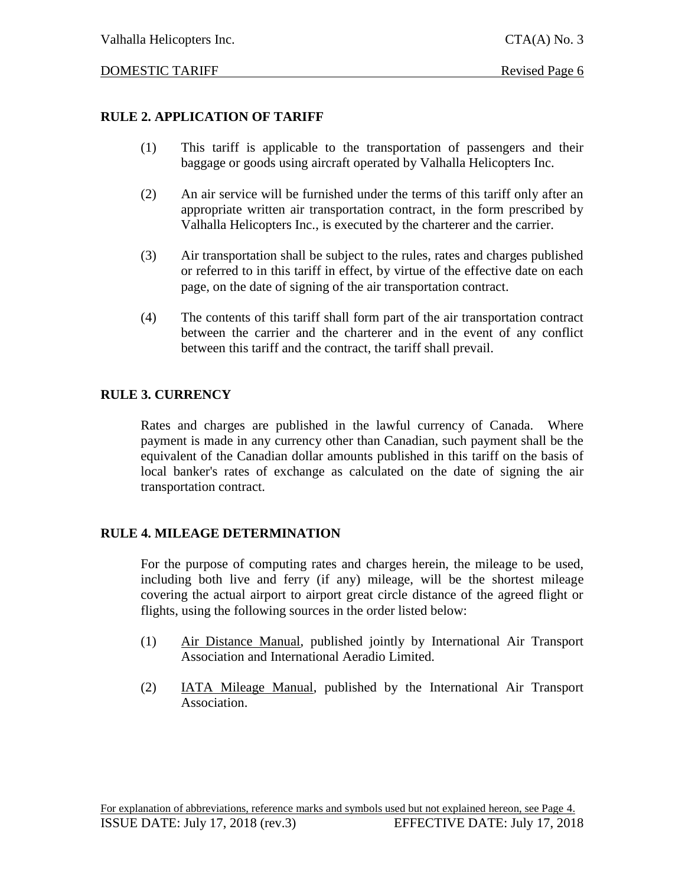## RULE 2. APPLICATION OF TARIFF

(1) This tariff is applicable to the transportation of passengers and their baggage or goods using aircraft operated by Valhalla Helicopters Inc.

(2) An air service will be furnished under the terms of this tariff only after an appropriate written air transportation contract, in the form prescribed by Valhalla Helicopters Inc., is executed by the charterer and the carrier.

(3) Air transportation shall be subject to the rules, rates and charges published or referred to in this tariff in effect, by virtue of the effective date on each page, on the date of signing of the air transportation contract.

(4) The contents of this tariff shall form part of the air transportation contract between the carrier and the charterer and in the event of any conflict between this tariff and the contract, the tariff shall prevail.

## RULE 3. CURRENCY

Rates and charges are published in the lawful currency of Canada. Where payment is made in any currency other than Canadian, such payment shall be the equivalent of the Canadian dollar amounts published in this tariff on the basis of local banker's rates of exchange as calculated on the date of signing the air transportation contract.

## RULE 4. MILEAGE DETERMINATION

For the purpose of computing rates and charges herein, the mileage to be used, including both live and ferry (if any) mileage, will be the shortest mileage covering the actual airport to airport great circle distance of the agreed flight or flights, using the following sources in the order listed below:

(1) Air Distance Manual, published jointly by International Air Transport Association and International Aeradio Limited.

(2) IATA Mileage Manual, published by the International Air Transport Association.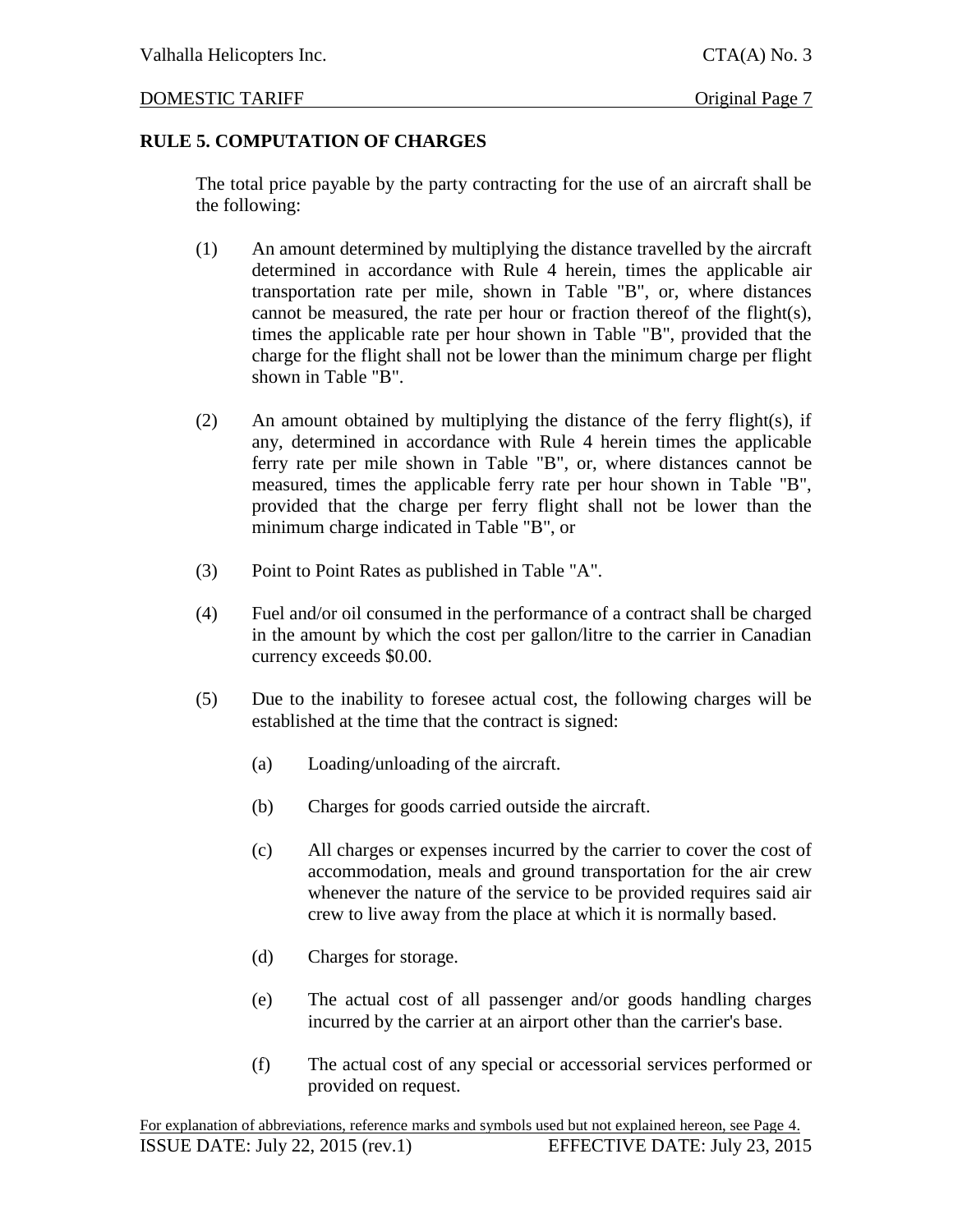## RULE 5. COMPUTATION OF CHARGES

The total price payable by the party contracting for the use of an aircraft shall be the following:

(1) An amount determined by multiplying the distance travelled by the aircraft determined in accordance with Rule 4 herein, times the applicable air transportation rate per mile, shown in Table "B", or, where distances cannot be measured, the rate per hour or fraction thereof of the flight(s), times the applicable rate per hour shown in Table "B", provided that the charge for the flight shall not be lower than the minimum charge per flight shown in Table "B".

(2) An amount obtained by multiplying the distance of the ferry flight(s), if any, determined in accordance with Rule 4 herein times the applicable ferry rate per mile shown in Table "B", or, where distances cannot be measured, times the applicable ferry rate per hour shown in Table "B", provided that the charge per ferry flight shall not be lower than the minimum charge indicated in Table "B", or

(3) Point to Point Rates as published in Table "A".

(4) Fuel and/or oil consumed in the performance of a contract shall be charged in the amount by which the cost per gallon/litre to the carrier in Canadian currency exceeds $0.00.

(5) Due to the inability to foresee actual cost, the following charges will be established at the time that the contract is signed:

  (a) Loading/unloading of the aircraft.

  (b) Charges for goods carried outside the aircraft.

  (c) All charges or expenses incurred by the carrier to cover the cost of accommodation, meals and ground transportation for the air crew whenever the nature of the service to be provided requires said air crew to live away from the place at which it is normally based.

  (d) Charges for storage.

  (e) The actual cost of all passenger and/or goods handling charges incurred by the carrier at an airport other than the carrier's base.

  (f) The actual cost of any special or accessorial services performed or provided on request.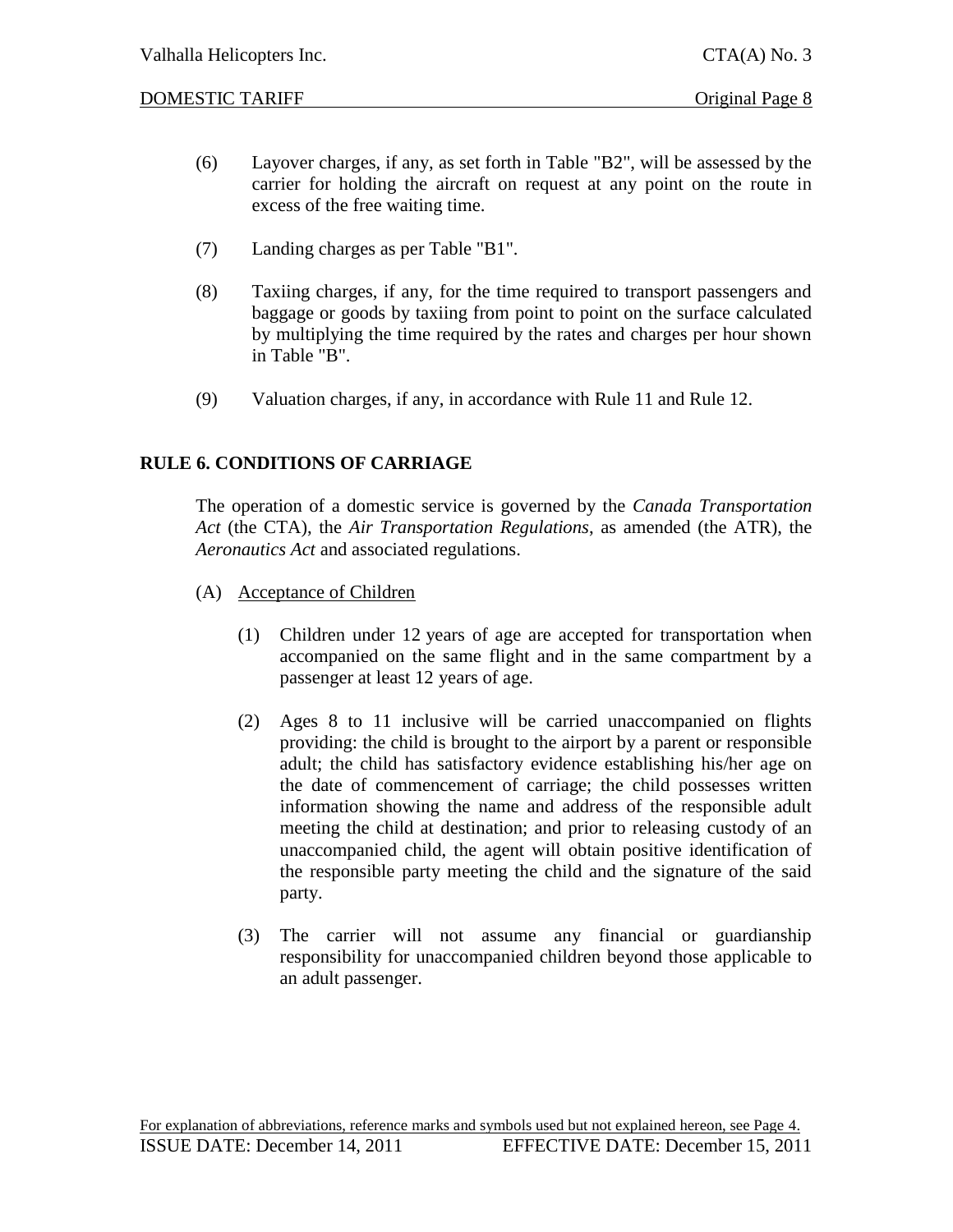(6) Layover charges, if any, as set forth in Table "B2", will be assessed by the carrier for holding the aircraft on request at any point on the route in excess of the free waiting time.

(7) Landing charges as per Table "B1".

(8) Taxiing charges, if any, for the time required to transport passengers and baggage or goods by taxiing from point to point on the surface calculated by multiplying the time required by the rates and charges per hour shown in Table "B".

(9) Valuation charges, if any, in accordance with Rule 11 and Rule 12.

## RULE 6. CONDITIONS OF CARRIAGE

The operation of a domestic service is governed by the *Canada Transportation Act* (the CTA), the *Air Transportation Regulations*, as amended (the ATR), the *Aeronautics Act* and associated regulations.

(A) Acceptance of Children

(1) Children under 12 years of age are accepted for transportation when accompanied on the same flight and in the same compartment by a passenger at least 12 years of age.

(2) Ages 8 to 11 inclusive will be carried unaccompanied on flights providing: the child is brought to the airport by a parent or responsible adult; the child has satisfactory evidence establishing his/her age on the date of commencement of carriage; the child possesses written information showing the name and address of the responsible adult meeting the child at destination; and prior to releasing custody of an unaccompanied child, the agent will obtain positive identification of the responsible party meeting the child and the signature of the said party.

(3) The carrier will not assume any financial or guardianship responsibility for unaccompanied children beyond those applicable to an adult passenger.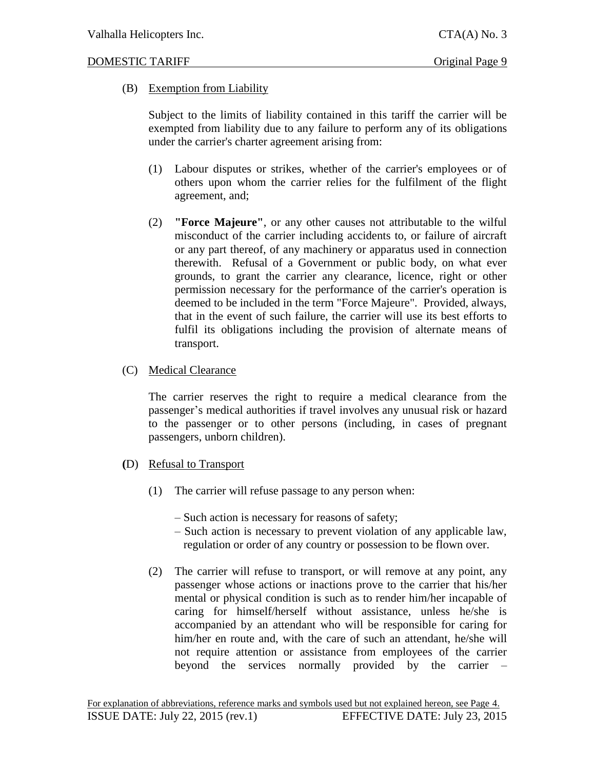(B) Exemption from Liability

Subject to the limits of liability contained in this tariff the carrier will be exempted from liability due to any failure to perform any of its obligations under the carrier's charter agreement arising from:

(1) Labour disputes or strikes, whether of the carrier's employees or of others upon whom the carrier relies for the fulfilment of the flight agreement, and;

(2) **"Force Majeure"**, or any other causes not attributable to the wilful misconduct of the carrier including accidents to, or failure of aircraft or any part thereof, of any machinery or apparatus used in connection therewith. Refusal of a Government or public body, on what ever grounds, to grant the carrier any clearance, licence, right or other permission necessary for the performance of the carrier's operation is deemed to be included in the term "Force Majeure". Provided, always, that in the event of such failure, the carrier will use its best efforts to fulfil its obligations including the provision of alternate means of transport.

(C) Medical Clearance

The carrier reserves the right to require a medical clearance from the passenger's medical authorities if travel involves any unusual risk or hazard to the passenger or to other persons (including, in cases of pregnant passengers, unborn children).

(D) Refusal to Transport

(1) The carrier will refuse passage to any person when:

– Such action is necessary for reasons of safety;
– Such action is necessary to prevent violation of any applicable law, regulation or order of any country or possession to be flown over.

(2) The carrier will refuse to transport, or will remove at any point, any passenger whose actions or inactions prove to the carrier that his/her mental or physical condition is such as to render him/her incapable of caring for himself/herself without assistance, unless he/she is accompanied by an attendant who will be responsible for caring for him/her en route and, with the care of such an attendant, he/she will not require attention or assistance from employees of the carrier beyond the services normally provided by the carrier –

For explanation of abbreviations, reference marks and symbols used but not explained hereon, see Page 4.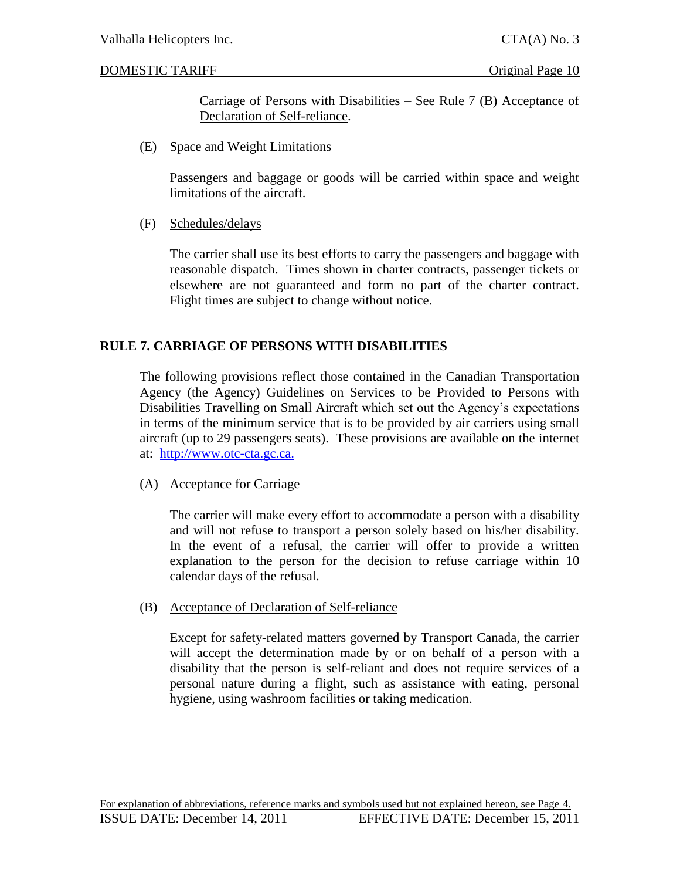Carriage of Persons with Disabilities – See Rule 7 (B) Acceptance of Declaration of Self-reliance.

(E) Space and Weight Limitations

Passengers and baggage or goods will be carried within space and weight limitations of the aircraft.

(F) Schedules/delays

The carrier shall use its best efforts to carry the passengers and baggage with reasonable dispatch. Times shown in charter contracts, passenger tickets or elsewhere are not guaranteed and form no part of the charter contract. Flight times are subject to change without notice.

## RULE 7. CARRIAGE OF PERSONS WITH DISABILITIES

The following provisions reflect those contained in the Canadian Transportation Agency (the Agency) Guidelines on Services to be Provided to Persons with Disabilities Travelling on Small Aircraft which set out the Agency's expectations in terms of the minimum service that is to be provided by air carriers using small aircraft (up to 29 passengers seats). These provisions are available on the internet at: http://www.otc-cta.gc.ca.

(A) Acceptance for Carriage

The carrier will make every effort to accommodate a person with a disability and will not refuse to transport a person solely based on his/her disability. In the event of a refusal, the carrier will offer to provide a written explanation to the person for the decision to refuse carriage within 10 calendar days of the refusal.

(B) Acceptance of Declaration of Self-reliance

Except for safety-related matters governed by Transport Canada, the carrier will accept the determination made by or on behalf of a person with a disability that the person is self-reliant and does not require services of a personal nature during a flight, such as assistance with eating, personal hygiene, using washroom facilities or taking medication.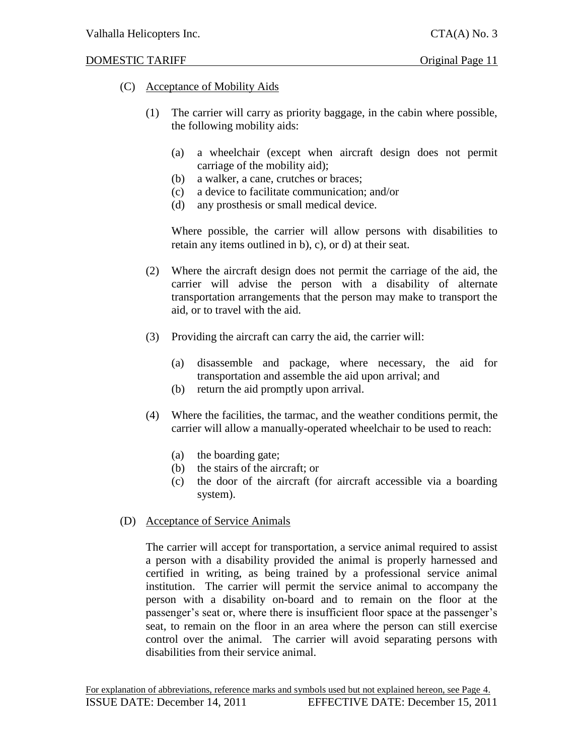(C) Acceptance of Mobility Aids

(1) The carrier will carry as priority baggage, in the cabin where possible, the following mobility aids:

(a) a wheelchair (except when aircraft design does not permit carriage of the mobility aid);
(b) a walker, a cane, crutches or braces;
(c) a device to facilitate communication; and/or
(d) any prosthesis or small medical device.

Where possible, the carrier will allow persons with disabilities to retain any items outlined in b), c), or d) at their seat.

(2) Where the aircraft design does not permit the carriage of the aid, the carrier will advise the person with a disability of alternate transportation arrangements that the person may make to transport the aid, or to travel with the aid.

(3) Providing the aircraft can carry the aid, the carrier will:

(a) disassemble and package, where necessary, the aid for transportation and assemble the aid upon arrival; and
(b) return the aid promptly upon arrival.

(4) Where the facilities, the tarmac, and the weather conditions permit, the carrier will allow a manually-operated wheelchair to be used to reach:

(a) the boarding gate;
(b) the stairs of the aircraft; or
(c) the door of the aircraft (for aircraft accessible via a boarding system).

(D) Acceptance of Service Animals

The carrier will accept for transportation, a service animal required to assist a person with a disability provided the animal is properly harnessed and certified in writing, as being trained by a professional service animal institution. The carrier will permit the service animal to accompany the person with a disability on-board and to remain on the floor at the passenger's seat or, where there is insufficient floor space at the passenger's seat, to remain on the floor in an area where the person can still exercise control over the animal. The carrier will avoid separating persons with disabilities from their service animal.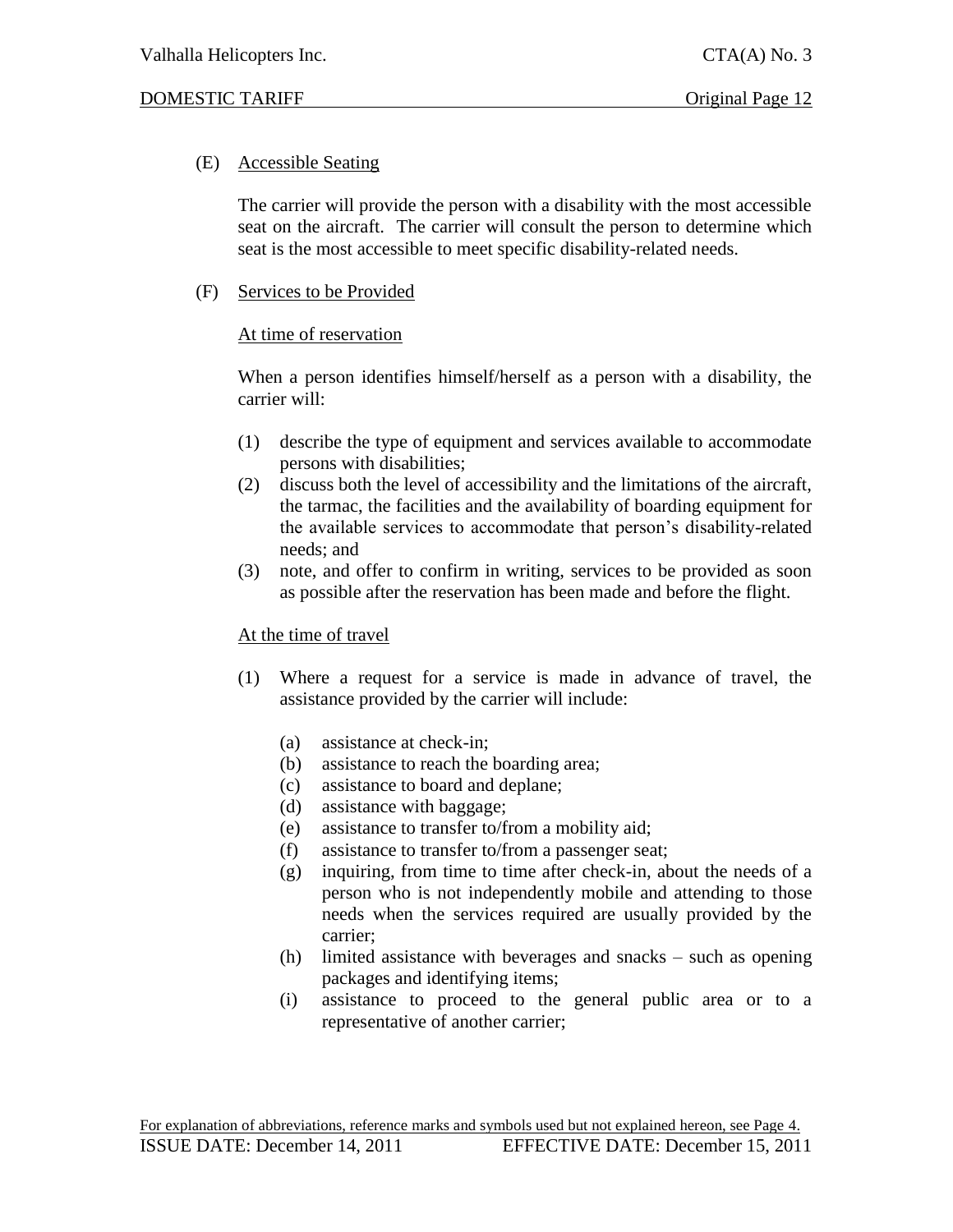(E) Accessible Seating

The carrier will provide the person with a disability with the most accessible seat on the aircraft. The carrier will consult the person to determine which seat is the most accessible to meet specific disability-related needs.

(F) Services to be Provided

At time of reservation

When a person identifies himself/herself as a person with a disability, the carrier will:

(1) describe the type of equipment and services available to accommodate persons with disabilities;
(2) discuss both the level of accessibility and the limitations of the aircraft, the tarmac, the facilities and the availability of boarding equipment for the available services to accommodate that person's disability-related needs; and
(3) note, and offer to confirm in writing, services to be provided as soon as possible after the reservation has been made and before the flight.

At the time of travel

(1) Where a request for a service is made in advance of travel, the assistance provided by the carrier will include:

   (a) assistance at check-in;
   (b) assistance to reach the boarding area;
   (c) assistance to board and deplane;
   (d) assistance with baggage;
   (e) assistance to transfer to/from a mobility aid;
   (f) assistance to transfer to/from a passenger seat;
   (g) inquiring, from time to time after check-in, about the needs of a person who is not independently mobile and attending to those needs when the services required are usually provided by the carrier;
   (h) limited assistance with beverages and snacks – such as opening packages and identifying items;
   (i) assistance to proceed to the general public area or to a representative of another carrier;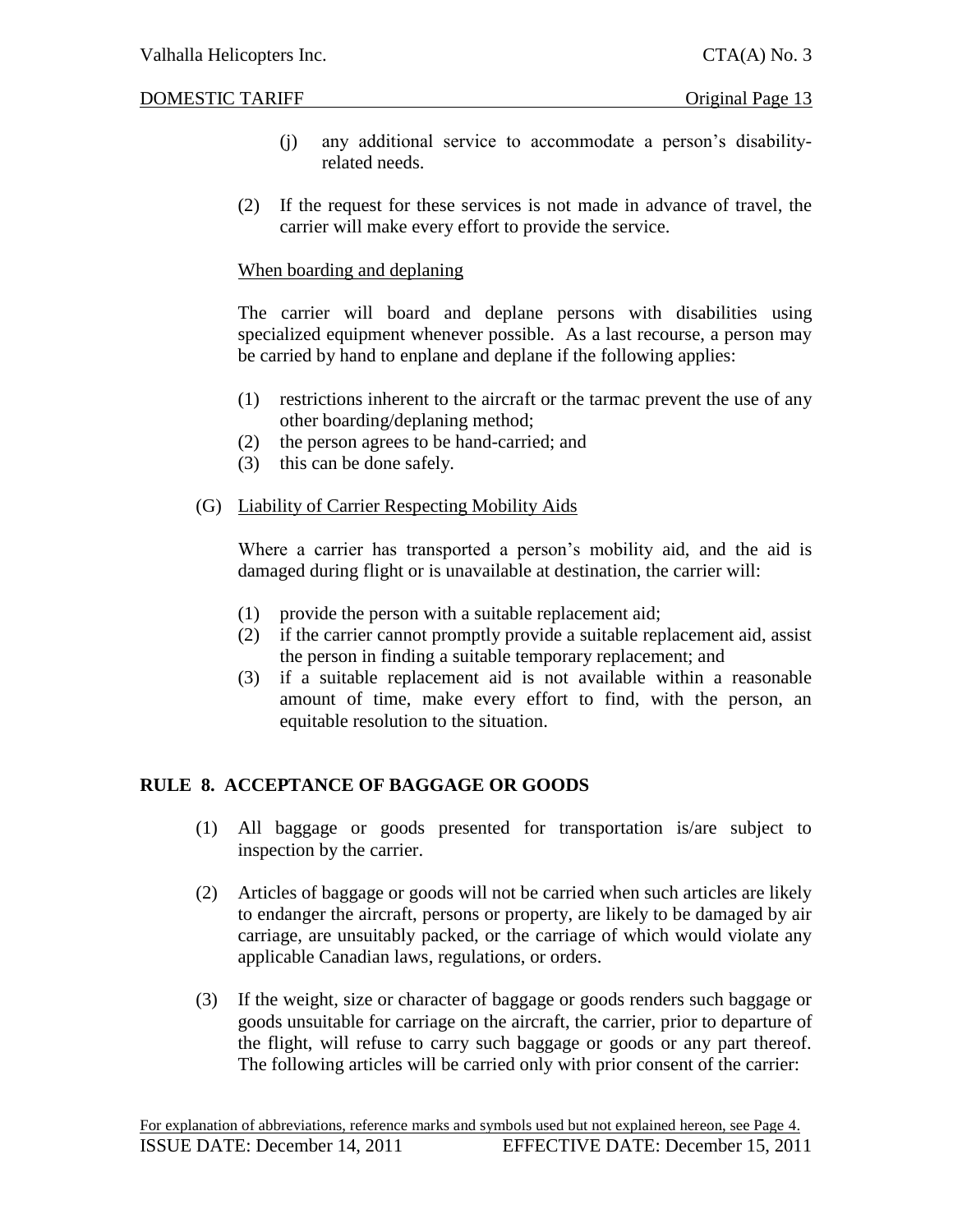(j) any additional service to accommodate a person's disability-related needs.

(2) If the request for these services is not made in advance of travel, the carrier will make every effort to provide the service.

When boarding and deplaning

The carrier will board and deplane persons with disabilities using specialized equipment whenever possible. As a last recourse, a person may be carried by hand to enplane and deplane if the following applies:

(1) restrictions inherent to the aircraft or the tarmac prevent the use of any other boarding/deplaning method;
(2) the person agrees to be hand-carried; and
(3) this can be done safely.

(G) Liability of Carrier Respecting Mobility Aids

Where a carrier has transported a person's mobility aid, and the aid is damaged during flight or is unavailable at destination, the carrier will:

(1) provide the person with a suitable replacement aid;
(2) if the carrier cannot promptly provide a suitable replacement aid, assist the person in finding a suitable temporary replacement; and
(3) if a suitable replacement aid is not available within a reasonable amount of time, make every effort to find, with the person, an equitable resolution to the situation.

## RULE 8. ACCEPTANCE OF BAGGAGE OR GOODS

(1) All baggage or goods presented for transportation is/are subject to inspection by the carrier.

(2) Articles of baggage or goods will not be carried when such articles are likely to endanger the aircraft, persons or property, are likely to be damaged by air carriage, are unsuitably packed, or the carriage of which would violate any applicable Canadian laws, regulations, or orders.

(3) If the weight, size or character of baggage or goods renders such baggage or goods unsuitable for carriage on the aircraft, the carrier, prior to departure of the flight, will refuse to carry such baggage or goods or any part thereof. The following articles will be carried only with prior consent of the carrier: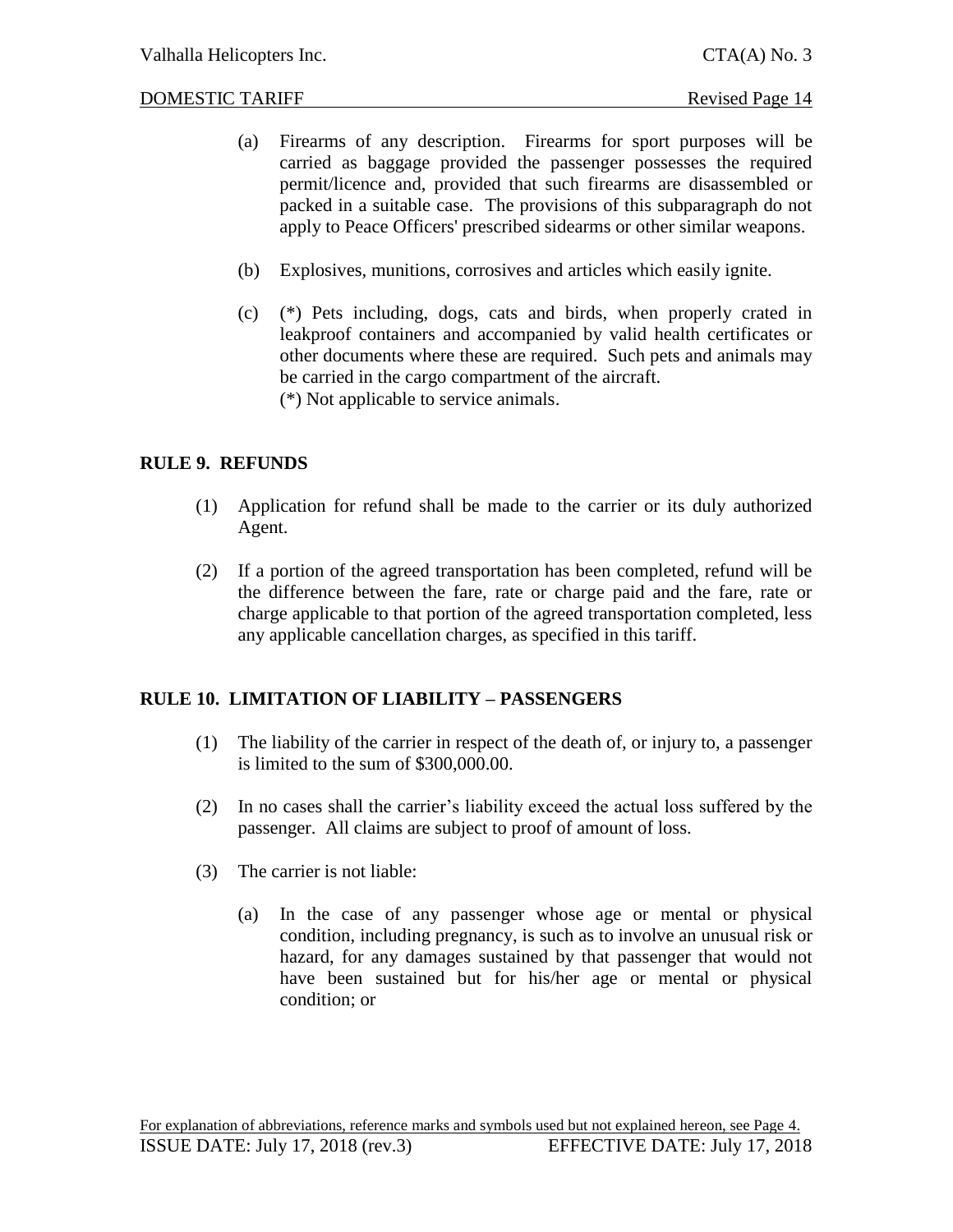(a) Firearms of any description. Firearms for sport purposes will be carried as baggage provided the passenger possesses the required permit/licence and, provided that such firearms are disassembled or packed in a suitable case. The provisions of this subparagraph do not apply to Peace Officers' prescribed sidearms or other similar weapons.

(b) Explosives, munitions, corrosives and articles which easily ignite.

(c) (*) Pets including, dogs, cats and birds, when properly crated in leakproof containers and accompanied by valid health certificates or other documents where these are required. Such pets and animals may be carried in the cargo compartment of the aircraft.
(*) Not applicable to service animals.

## RULE 9. REFUNDS

(1) Application for refund shall be made to the carrier or its duly authorized Agent.

(2) If a portion of the agreed transportation has been completed, refund will be the difference between the fare, rate or charge paid and the fare, rate or charge applicable to that portion of the agreed transportation completed, less any applicable cancellation charges, as specified in this tariff.

## RULE 10. LIMITATION OF LIABILITY – PASSENGERS

(1) The liability of the carrier in respect of the death of, or injury to, a passenger is limited to the sum of $300,000.00.

(2) In no cases shall the carrier's liability exceed the actual loss suffered by the passenger. All claims are subject to proof of amount of loss.

(3) The carrier is not liable:

(a) In the case of any passenger whose age or mental or physical condition, including pregnancy, is such as to involve an unusual risk or hazard, for any damages sustained by that passenger that would not have been sustained but for his/her age or mental or physical condition; or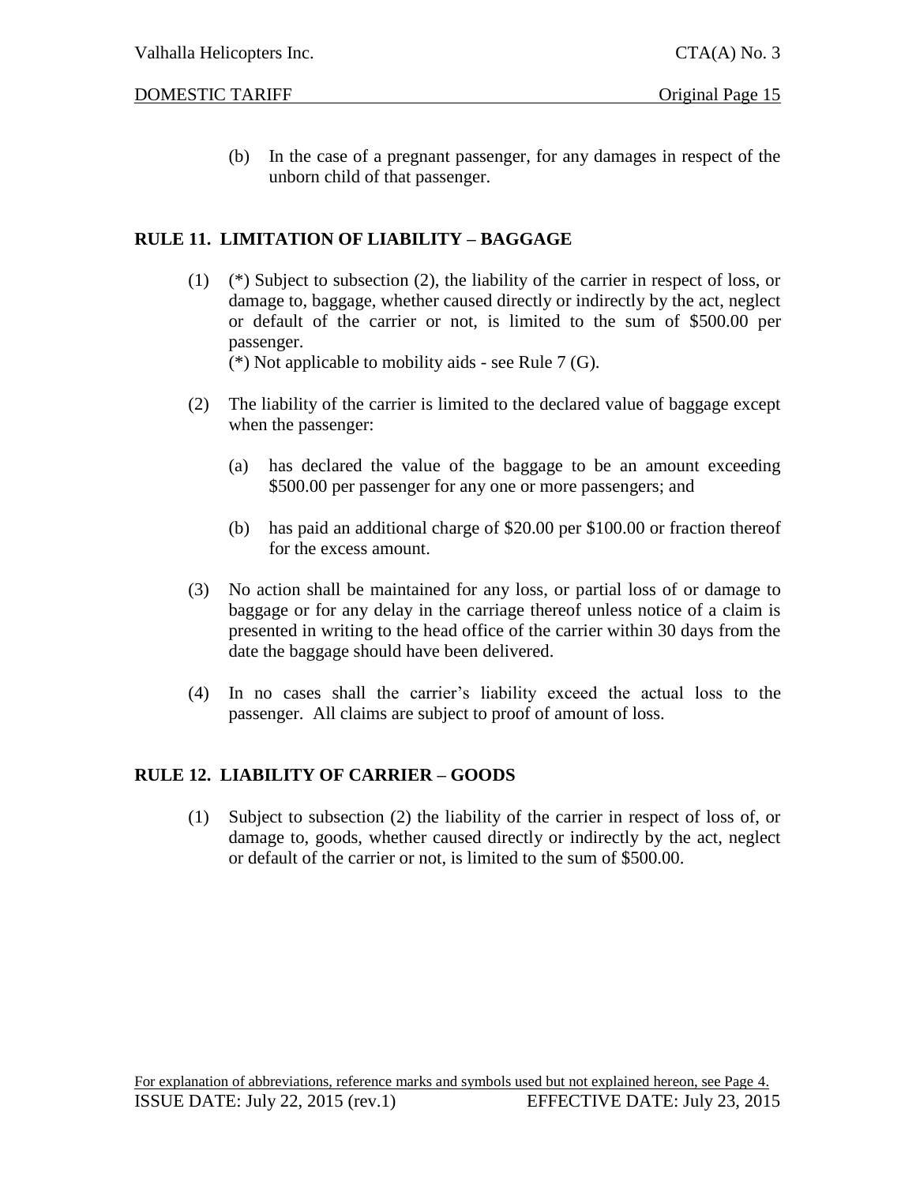(b) In the case of a pregnant passenger, for any damages in respect of the unborn child of that passenger.

## RULE 11. LIMITATION OF LIABILITY – BAGGAGE

(1) (*) Subject to subsection (2), the liability of the carrier in respect of loss, or damage to, baggage, whether caused directly or indirectly by the act, neglect or default of the carrier or not, is limited to the sum of $500.00 per passenger.
(*) Not applicable to mobility aids - see Rule 7 (G).

(2) The liability of the carrier is limited to the declared value of baggage except when the passenger:

  (a) has declared the value of the baggage to be an amount exceeding $500.00 per passenger for any one or more passengers; and

  (b) has paid an additional charge of $20.00 per $100.00 or fraction thereof for the excess amount.

(3) No action shall be maintained for any loss, or partial loss of or damage to baggage or for any delay in the carriage thereof unless notice of a claim is presented in writing to the head office of the carrier within 30 days from the date the baggage should have been delivered.

(4) In no cases shall the carrier's liability exceed the actual loss to the passenger. All claims are subject to proof of amount of loss.

## RULE 12. LIABILITY OF CARRIER – GOODS

(1) Subject to subsection (2) the liability of the carrier in respect of loss of, or damage to, goods, whether caused directly or indirectly by the act, neglect or default of the carrier or not, is limited to the sum of $500.00.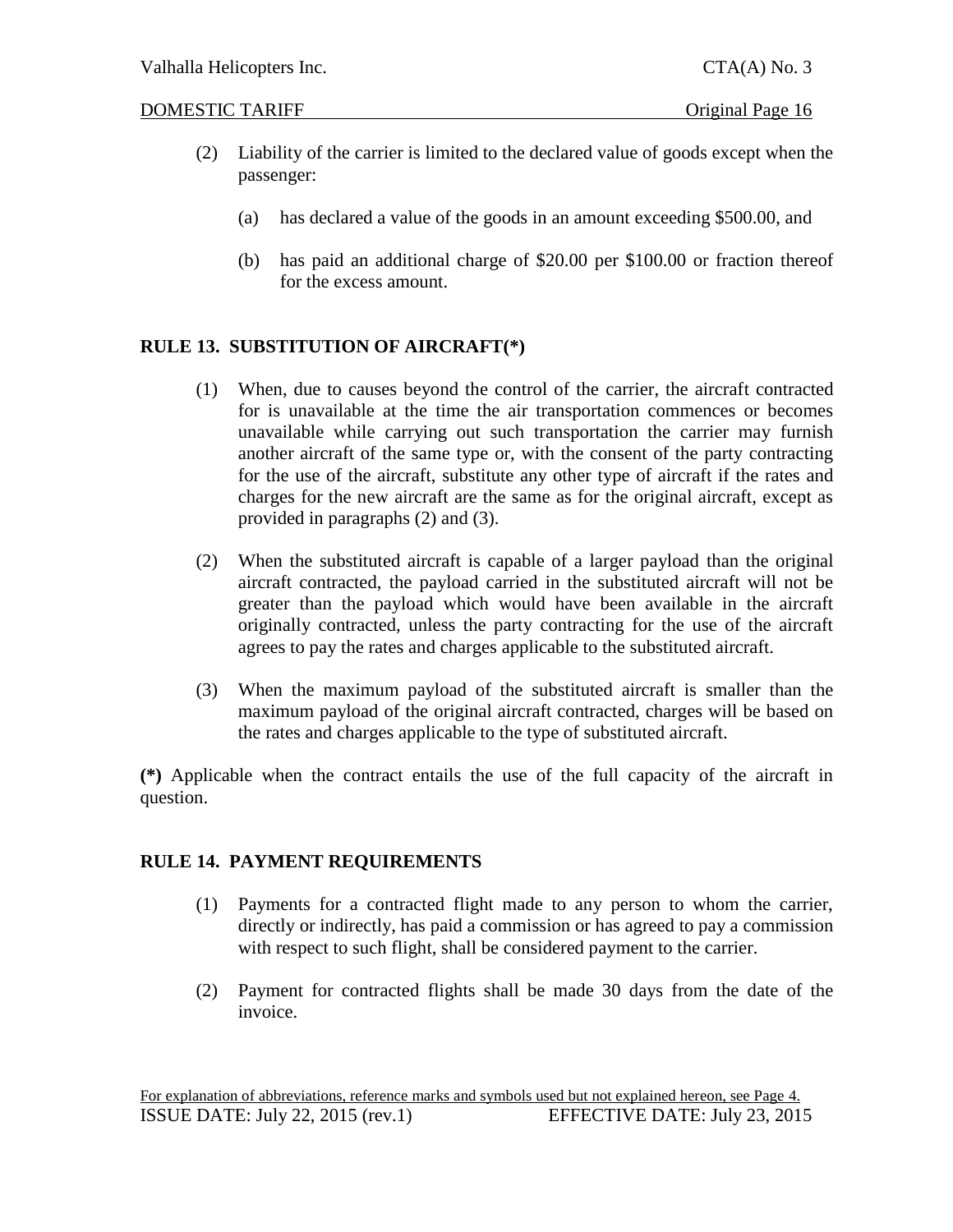(2) Liability of the carrier is limited to the declared value of goods except when the passenger:

   (a) has declared a value of the goods in an amount exceeding $500.00, and

   (b) has paid an additional charge of $20.00 per $100.00 or fraction thereof for the excess amount.

## RULE 13. SUBSTITUTION OF AIRCRAFT(*)

(1) When, due to causes beyond the control of the carrier, the aircraft contracted for is unavailable at the time the air transportation commences or becomes unavailable while carrying out such transportation the carrier may furnish another aircraft of the same type or, with the consent of the party contracting for the use of the aircraft, substitute any other type of aircraft if the rates and charges for the new aircraft are the same as for the original aircraft, except as provided in paragraphs (2) and (3).

(2) When the substituted aircraft is capable of a larger payload than the original aircraft contracted, the payload carried in the substituted aircraft will not be greater than the payload which would have been available in the aircraft originally contracted, unless the party contracting for the use of the aircraft agrees to pay the rates and charges applicable to the substituted aircraft.

(3) When the maximum payload of the substituted aircraft is smaller than the maximum payload of the original aircraft contracted, charges will be based on the rates and charges applicable to the type of substituted aircraft.

**(*)** Applicable when the contract entails the use of the full capacity of the aircraft in question.

## RULE 14. PAYMENT REQUIREMENTS

(1) Payments for a contracted flight made to any person to whom the carrier, directly or indirectly, has paid a commission or has agreed to pay a commission with respect to such flight, shall be considered payment to the carrier.

(2) Payment for contracted flights shall be made 30 days from the date of the invoice.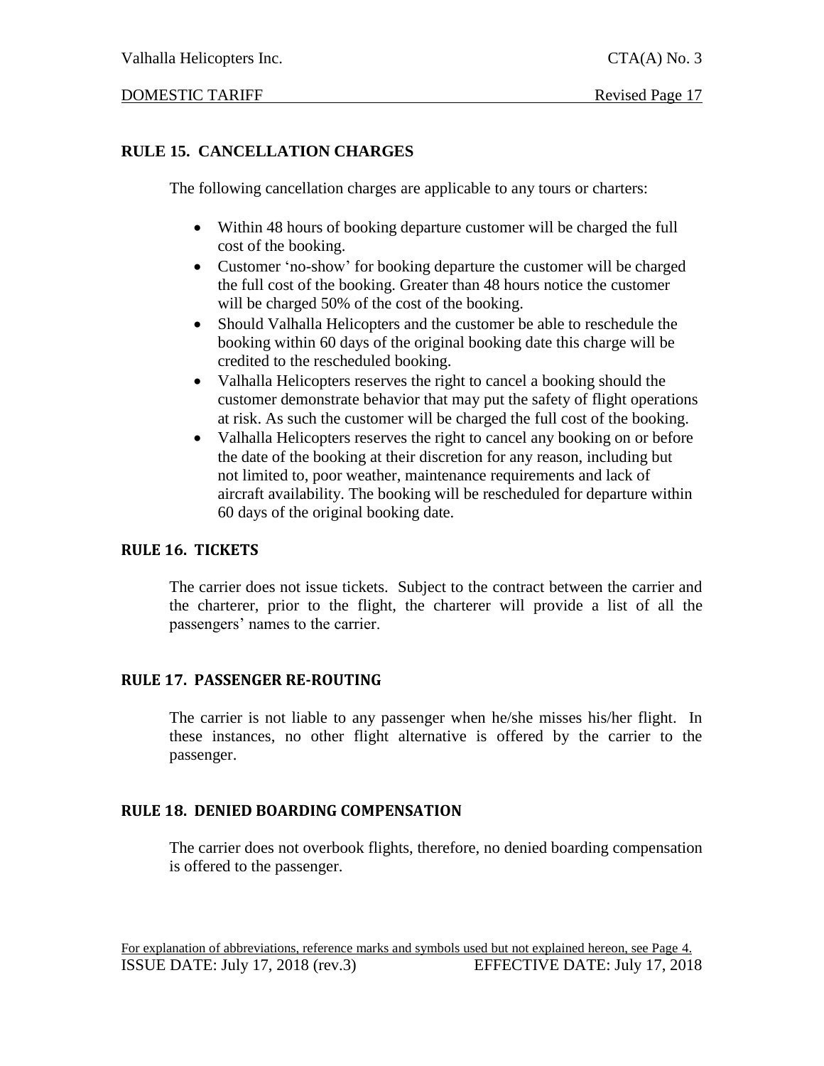## RULE 15. CANCELLATION CHARGES

The following cancellation charges are applicable to any tours or charters:

- Within 48 hours of booking departure customer will be charged the full cost of the booking.
- Customer 'no-show' for booking departure the customer will be charged the full cost of the booking. Greater than 48 hours notice the customer will be charged 50% of the cost of the booking.
- Should Valhalla Helicopters and the customer be able to reschedule the booking within 60 days of the original booking date this charge will be credited to the rescheduled booking.
- Valhalla Helicopters reserves the right to cancel a booking should the customer demonstrate behavior that may put the safety of flight operations at risk. As such the customer will be charged the full cost of the booking.
- Valhalla Helicopters reserves the right to cancel any booking on or before the date of the booking at their discretion for any reason, including but not limited to, poor weather, maintenance requirements and lack of aircraft availability. The booking will be rescheduled for departure within 60 days of the original booking date.

## RULE 16. TICKETS

The carrier does not issue tickets. Subject to the contract between the carrier and the charterer, prior to the flight, the charterer will provide a list of all the passengers' names to the carrier.

## RULE 17. PASSENGER RE-ROUTING

The carrier is not liable to any passenger when he/she misses his/her flight. In these instances, no other flight alternative is offered by the carrier to the passenger.

## RULE 18. DENIED BOARDING COMPENSATION

The carrier does not overbook flights, therefore, no denied boarding compensation is offered to the passenger.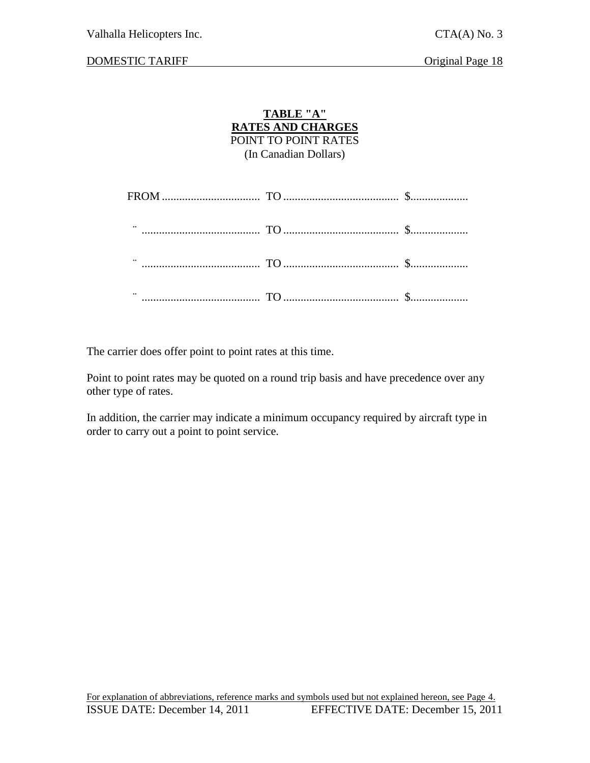**TABLE "A"**
**RATES AND CHARGES**
POINT TO POINT RATES
(In Canadian Dollars)

FROM .................................. TO ........................................ $....................

¨ ......................................... TO ........................................ $....................

¨ ......................................... TO ........................................ $....................

¨ ......................................... TO ........................................ $....................

The carrier does offer point to point rates at this time.

Point to point rates may be quoted on a round trip basis and have precedence over any other type of rates.

In addition, the carrier may indicate a minimum occupancy required by aircraft type in order to carry out a point to point service.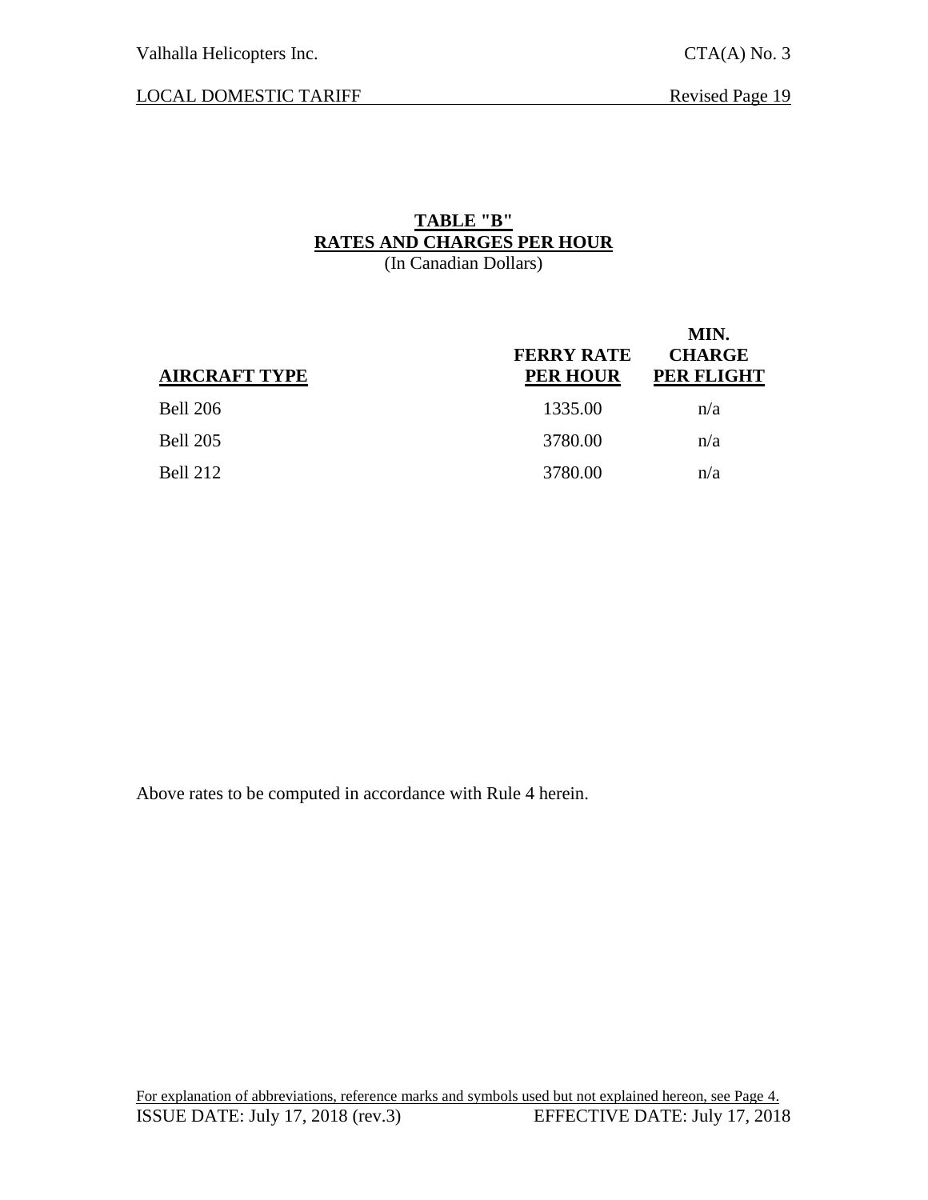**TABLE "B"**
**RATES AND CHARGES PER HOUR**
(In Canadian Dollars)

| AIRCRAFT TYPE | FERRY RATE PER HOUR | MIN. CHARGE PER FLIGHT |
|---|---|---|
| Bell 206 | 1335.00 | n/a |
| Bell 205 | 3780.00 | n/a |
| Bell 212 | 3780.00 | n/a |

Above rates to be computed in accordance with Rule 4 herein.

For explanation of abbreviations, reference marks and symbols used but not explained hereon, see Page 4.

ISSUE DATE: July 17, 2018 (rev.3) EFFECTIVE DATE: July 17, 2018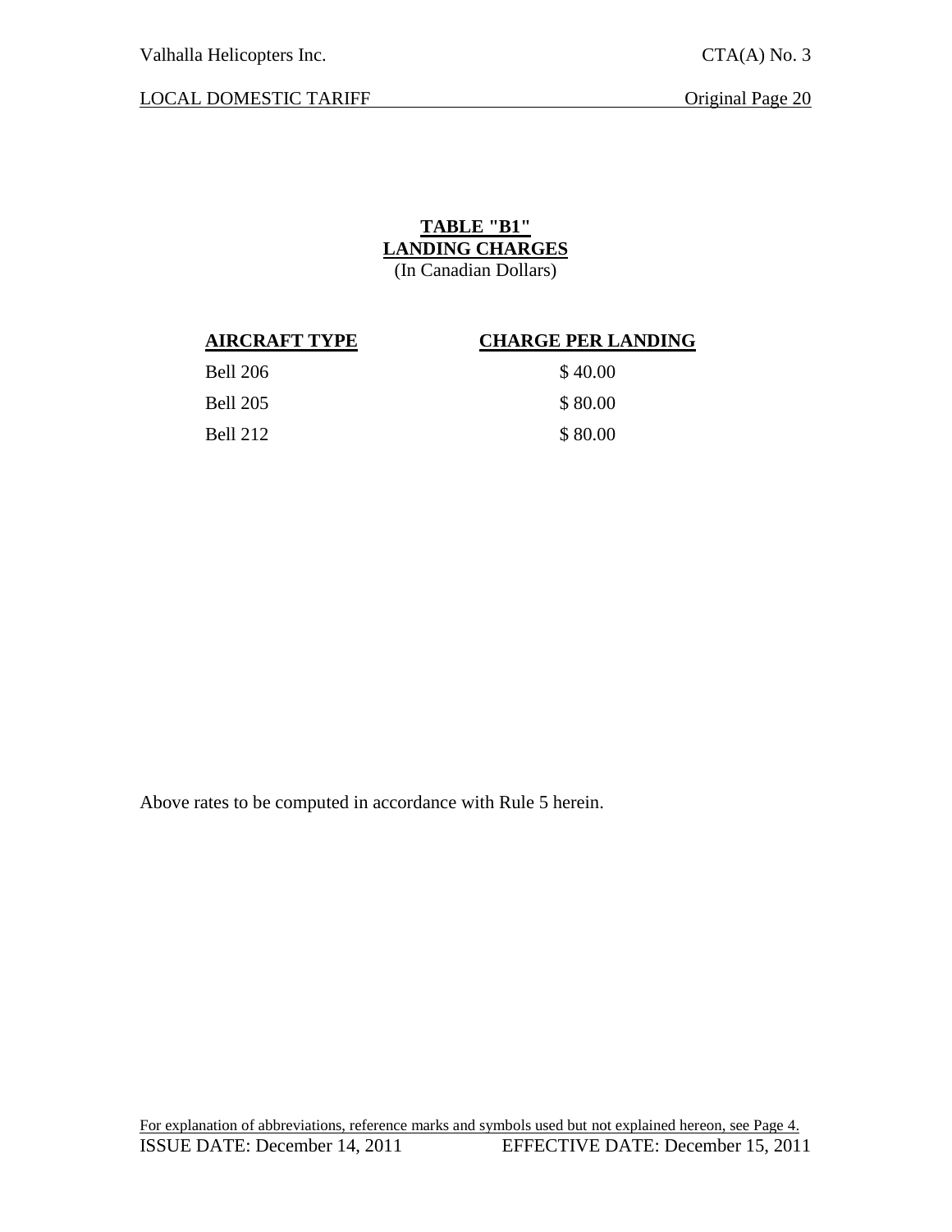## TABLE "B1"
## LANDING CHARGES
(In Canadian Dollars)

| AIRCRAFT TYPE | CHARGE PER LANDING |
|---|---|
| Bell 206 | $ 40.00 |
| Bell 205 | $ 80.00 |
| Bell 212 | $ 80.00 |

Above rates to be computed in accordance with Rule 5 herein.

For explanation of abbreviations, reference marks and symbols used but not explained hereon, see Page 4.

ISSUE DATE: December 14, 2011 EFFECTIVE DATE: December 15, 2011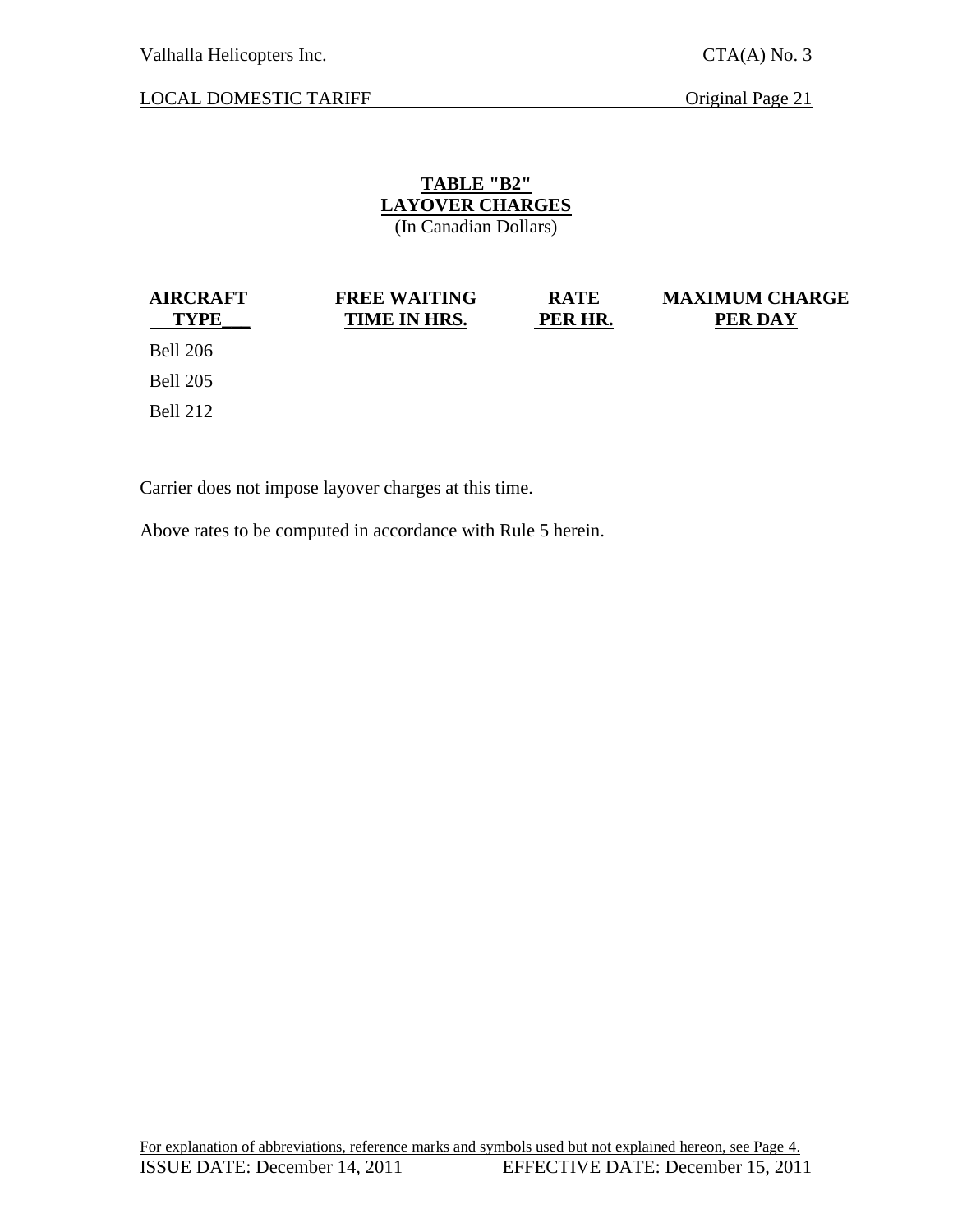## TABLE "B2"
## LAYOVER CHARGES
(In Canadian Dollars)

| AIRCRAFT TYPE | FREE WAITING TIME IN HRS. | RATE PER HR. | MAXIMUM CHARGE PER DAY |
|---|---|---|---|
| Bell 206 | | | |
| Bell 205 | | | |
| Bell 212 | | | |

Carrier does not impose layover charges at this time.

Above rates to be computed in accordance with Rule 5 herein.

For explanation of abbreviations, reference marks and symbols used but not explained hereon, see Page 4.

ISSUE DATE: December 14, 2011 EFFECTIVE DATE: December 15, 2011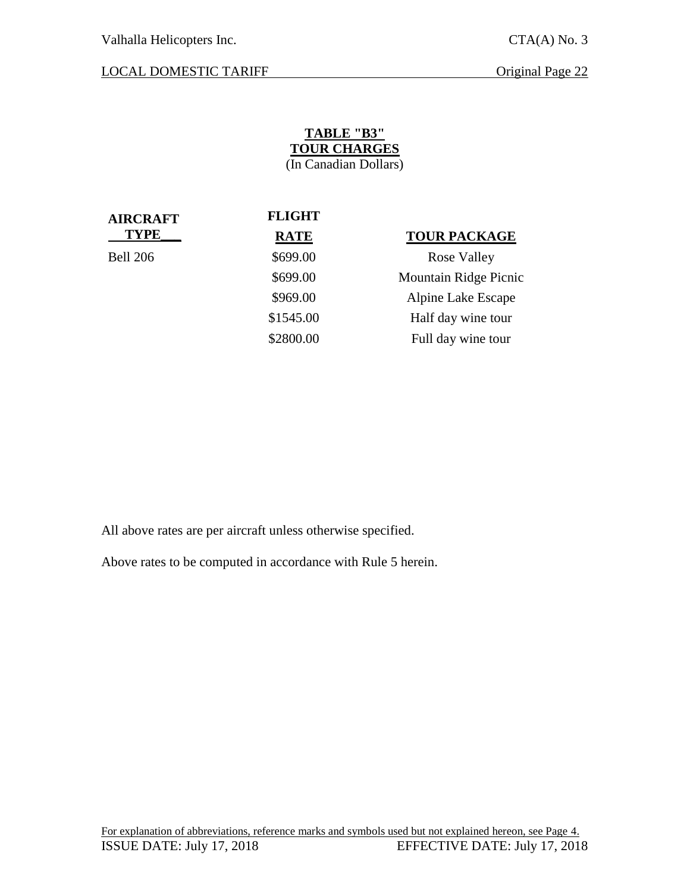## TABLE "B3"
## TOUR CHARGES
(In Canadian Dollars)

| AIRCRAFT TYPE | FLIGHT RATE | TOUR PACKAGE |
|---|---|---|
| Bell 206 | $699.00 | Rose Valley |
| | $699.00 | Mountain Ridge Picnic |
| | $969.00 | Alpine Lake Escape |
| | $1545.00 | Half day wine tour |
| | $2800.00 | Full day wine tour |

All above rates are per aircraft unless otherwise specified.

Above rates to be computed in accordance with Rule 5 herein.

For explanation of abbreviations, reference marks and symbols used but not explained hereon, see Page 4.

ISSUE DATE: July 17, 2018 EFFECTIVE DATE: July 17, 2018